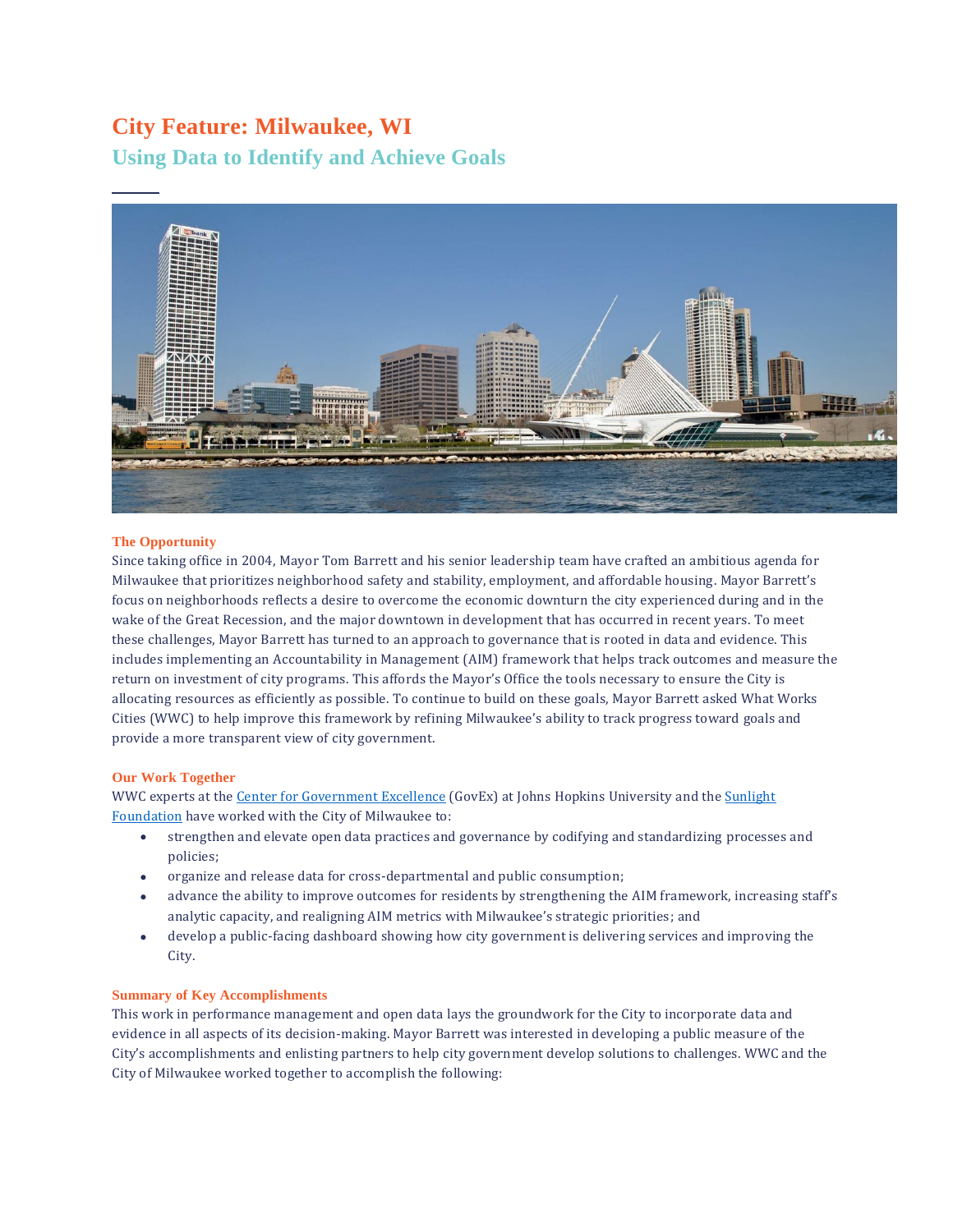# City Feature: Milwaukee, WI

## Using Data to Identify and Achieve Goals

### The Opportunity

Since taking office in 2004, Mayor Tom Barrett and his senior leadership team have crafted an ambitious agenda for Milwaukee that prioritizes neighborhood safety and stability, employment, and affordable housing. Mayor Barrett's focus on neighborhoods reflects a desire to overcome the economic downturn the city experienced during and in the wake of the Great Recession, and the major downtown in development that has occurred in recent years. To meet these challenges, Mayor Barrett has turned to an approach to governance that is rooted in data and evidence. This includes implementing an Accountability in Management (AIM) framework that helps track outcomes and measure the return on investment of city programs. This affords the Mayor's Office the tools necessary to ensure the City is allocating resources as efficiently as possible. To continue to build on these goals, Mayor Barrett asked What Works Cities (WWC) to help improve this framework by refining Milwaukee's ability to track progress toward goals and provide a more transparent view of city government.

### Our Work Together

WWC experts at the Center for Government Excellence (GovEx) at Johns Hopkins University and the Sunlight Foundation have worked with the City of Milwaukee to:

- strengthen and elevate open data practices and governance by codifying and standardizing processes and policies;
- organize and release data for cross-departmental and public consumption;
- advance the ability to improve outcomes for residents by strengthening the AIM framework, increasing staff's analytic capacity, and realigning AIM metrics with Milwaukee's strategic priorities; and
- develop a public-facing dashboard showing how city government is delivering services and improving the City.

### Summary of Key Accomplishments

This work in performance management and open data lays the groundwork for the City to incorporate data and evidence in all aspects of its decision-making. Mayor Barrett was interested in developing a public measure of the City's accomplishments and enlisting partners to help city government develop solutions to challenges. WWC and the City of Milwaukee worked together to accomplish the following: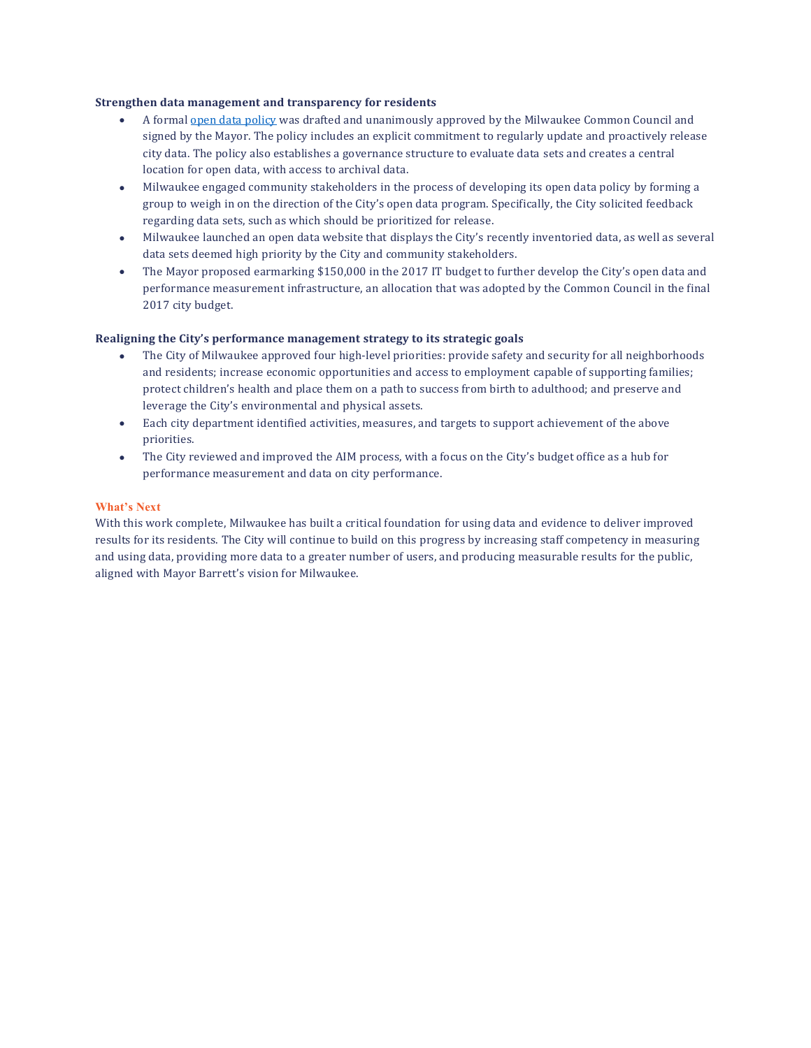**Strengthen data management and transparency for residents**

- A formal open data policy was drafted and unanimously approved by the Milwaukee Common Council and signed by the Mayor. The policy includes an explicit commitment to regularly update and proactively release city data. The policy also establishes a governance structure to evaluate data sets and creates a central location for open data, with access to archival data.
- Milwaukee engaged community stakeholders in the process of developing its open data policy by forming a group to weigh in on the direction of the City's open data program. Specifically, the City solicited feedback regarding data sets, such as which should be prioritized for release.
- Milwaukee launched an open data website that displays the City's recently inventoried data, as well as several data sets deemed high priority by the City and community stakeholders.
- The Mayor proposed earmarking $150,000 in the 2017 IT budget to further develop the City's open data and performance measurement infrastructure, an allocation that was adopted by the Common Council in the final 2017 city budget.

**Realigning the City's performance management strategy to its strategic goals**

- The City of Milwaukee approved four high-level priorities: provide safety and security for all neighborhoods and residents; increase economic opportunities and access to employment capable of supporting families; protect children's health and place them on a path to success from birth to adulthood; and preserve and leverage the City's environmental and physical assets.
- Each city department identified activities, measures, and targets to support achievement of the above priorities.
- The City reviewed and improved the AIM process, with a focus on the City's budget office as a hub for performance measurement and data on city performance.

**What's Next**

With this work complete, Milwaukee has built a critical foundation for using data and evidence to deliver improved results for its residents. The City will continue to build on this progress by increasing staff competency in measuring and using data, providing more data to a greater number of users, and producing measurable results for the public, aligned with Mayor Barrett's vision for Milwaukee.